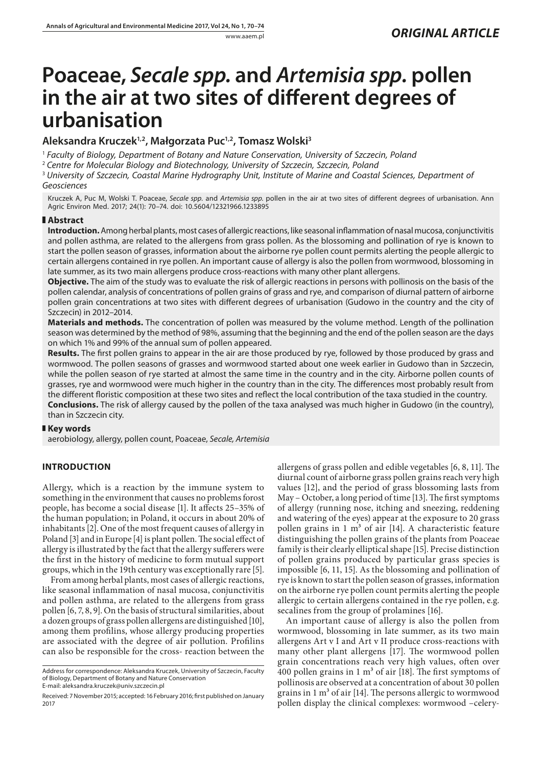*ORIGINAL ARTICLE*

# Poaceae, *Secale spp.* and *Artemisia spp.* pollen in the air at two sites of different degrees of urbanisation

**Aleksandra Kruczek[1,2], Małgorzata Puc[1,2], Tomasz Wolski[3]**

[1] *Faculty of Biology, Department of Botany and Nature Conservation, University of Szczecin, Poland*

[2] *Centre for Molecular Biology and Biotechnology, University of Szczecin, Szczecin, Poland*

[3] *University of Szczecin, Coastal Marine Hydrography Unit, Institute of Marine and Coastal Sciences, Department of Geosciences*

Kruczek A, Puc M, Wolski T. Poaceae, *Secale spp.* and *Artemisia spp.* pollen in the air at two sites of different degrees of urbanisation. Ann Agric Environ Med. 2017; 24(1): 70–74. doi: 10.5604/12321966.1233895

## Abstract

**Introduction.** Among herbal plants, most cases of allergic reactions, like seasonal inflammation of nasal mucosa, conjunctivitis and pollen asthma, are related to the allergens from grass pollen. As the blossoming and pollination of rye is known to start the pollen season of grasses, information about the airborne rye pollen count permits alerting the people allergic to certain allergens contained in rye pollen. An important cause of allergy is also the pollen from wormwood, blossoming in late summer, as its two main allergens produce cross-reactions with many other plant allergens.

**Objective.** The aim of the study was to evaluate the risk of allergic reactions in persons with pollinosis on the basis of the pollen calendar, analysis of concentrations of pollen grains of grass and rye, and comparison of diurnal pattern of airborne pollen grain concentrations at two sites with different degrees of urbanisation (Gudowo in the country and the city of Szczecin) in 2012–2014.

**Materials and methods.** The concentration of pollen was measured by the volume method. Length of the pollination season was determined by the method of 98%, assuming that the beginning and the end of the pollen season are the days on which 1% and 99% of the annual sum of pollen appeared.

**Results.** The first pollen grains to appear in the air are those produced by rye, followed by those produced by grass and wormwood. The pollen seasons of grasses and wormwood started about one week earlier in Gudowo than in Szczecin, while the pollen season of rye started at almost the same time in the country and in the city. Airborne pollen counts of grasses, rye and wormwood were much higher in the country than in the city. The differences most probably result from the different floristic composition at these two sites and reflect the local contribution of the taxa studied in the country.

**Conclusions.** The risk of allergy caused by the pollen of the taxa analysed was much higher in Gudowo (in the country), than in Szczecin city.

## Key words

aerobiology, allergy, pollen count, Poaceae, *Secale, Artemisia*

## INTRODUCTION

Allergy, which is a reaction by the immune system to something in the environment that causes no problems forost people, has become a social disease [1]. It affects 25–35% of the human population; in Poland, it occurs in about 20% of inhabitants [2]. One of the most frequent causes of allergy in Poland [3] and in Europe [4] is plant pollen. The social effect of allergy is illustrated by the fact that the allergy sufferers were the first in the history of medicine to form mutual support groups, which in the 19th century was exceptionally rare [5].

From among herbal plants, most cases of allergic reactions, like seasonal inflammation of nasal mucosa, conjunctivitis and pollen asthma, are related to the allergens from grass pollen [6, 7, 8, 9]. On the basis of structural similarities, about a dozen groups of grass pollen allergens are distinguished [10], among them profilins, whose allergy producing properties are associated with the degree of air pollution. Profilins can also be responsible for the cross- reaction between the allergens of grass pollen and edible vegetables [6, 8, 11]. The diurnal count of airborne grass pollen grains reach very high values [12], and the period of grass blossoming lasts from May – October, a long period of time [13]. The first symptoms of allergy (running nose, itching and sneezing, reddening and watering of the eyes) appear at the exposure to 20 grass pollen grains in 1 m$^3$ of air [14]. A characteristic feature distinguishing the pollen grains of the plants from Poaceae family is their clearly elliptical shape [15]. Precise distinction of pollen grains produced by particular grass species is impossible [6, 11, 15]. As the blossoming and pollination of rye is known to start the pollen season of grasses, information on the airborne rye pollen count permits alerting the people allergic to certain allergens contained in the rye pollen, e.g. secalines from the group of prolamines [16].

An important cause of allergy is also the pollen from wormwood, blossoming in late summer, as its two main allergens Art v I and Art v II produce cross-reactions with many other plant allergens [17]. The wormwood pollen grain concentrations reach very high values, often over 400 pollen grains in 1 m$^3$ of air [18]. The first symptoms of pollinosis are observed at a concentration of about 30 pollen grains in 1 m$^3$ of air [14]. The persons allergic to wormwood pollen display the clinical complexes: wormwood –celery-

Address for correspondence: Aleksandra Kruczek, University of Szczecin, Faculty of Biology, Department of Botany and Nature Conservation
E-mail: aleksandra.kruczek@univ.szczecin.pl

Received: 7 November 2015; accepted: 16 February 2016; first published on January 2017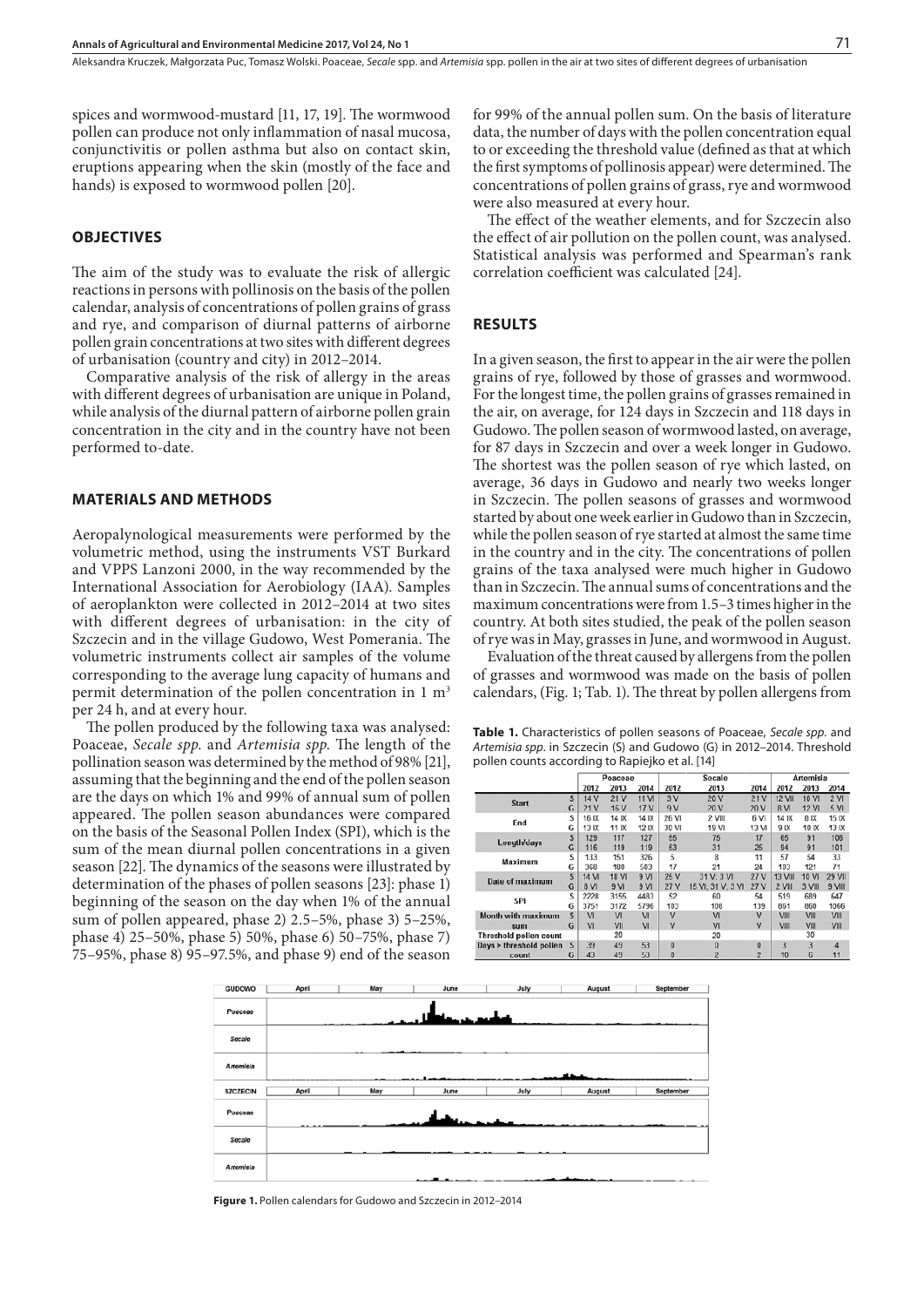spices and wormwood-mustard [11, 17, 19]. The wormwood pollen can produce not only inflammation of nasal mucosa, conjunctivitis or pollen asthma but also on contact skin, eruptions appearing when the skin (mostly of the face and hands) is exposed to wormwood pollen [20].

## OBJECTIVES

The aim of the study was to evaluate the risk of allergic reactions in persons with pollinosis on the basis of the pollen calendar, analysis of concentrations of pollen grains of grass and rye, and comparison of diurnal patterns of airborne pollen grain concentrations at two sites with different degrees of urbanisation (country and city) in 2012–2014.

Comparative analysis of the risk of allergy in the areas with different degrees of urbanisation are unique in Poland, while analysis of the diurnal pattern of airborne pollen grain concentration in the city and in the country have not been performed to-date.

## MATERIALS AND METHODS

Aeropalynological measurements were performed by the volumetric method, using the instruments VST Burkard and VPPS Lanzoni 2000, in the way recommended by the International Association for Aerobiology (IAA). Samples of aeroplankton were collected in 2012–2014 at two sites with different degrees of urbanisation: in the city of Szczecin and in the village Gudowo, West Pomerania. The volumetric instruments collect air samples of the volume corresponding to the average lung capacity of humans and permit determination of the pollen concentration in 1 $m^3$ per 24 h, and at every hour.

The pollen produced by the following taxa was analysed: Poaceae, *Secale spp*. and *Artemisia spp*. The length of the pollination season was determined by the method of 98% [21], assuming that the beginning and the end of the pollen season are the days on which 1% and 99% of annual sum of pollen appeared. The pollen season abundances were compared on the basis of the Seasonal Pollen Index (SPI), which is the sum of the mean diurnal pollen concentrations in a given season [22]. The dynamics of the seasons were illustrated by determination of the phases of pollen seasons [23]: phase 1) beginning of the season on the day when 1% of the annual sum of pollen appeared, phase 2) 2.5–5%, phase 3) 5–25%, phase 4) 25–50%, phase 5) 50%, phase 6) 50–75%, phase 7) 75–95%, phase 8) 95–97.5%, and phase 9) end of the season for 99% of the annual pollen sum. On the basis of literature data, the number of days with the pollen concentration equal to or exceeding the threshold value (defined as that at which the first symptoms of pollinosis appear) were determined. The concentrations of pollen grains of grass, rye and wormwood were also measured at every hour.

The effect of the weather elements, and for Szczecin also the effect of air pollution on the pollen count, was analysed. Statistical analysis was performed and Spearman's rank correlation coefficient was calculated [24].

## RESULTS

In a given season, the first to appear in the air were the pollen grains of rye, followed by those of grasses and wormwood. For the longest time, the pollen grains of grasses remained in the air, on average, for 124 days in Szczecin and 118 days in Gudowo. The pollen season of wormwood lasted, on average, for 87 days in Szczecin and over a week longer in Gudowo. The shortest was the pollen season of rye which lasted, on average, 36 days in Gudowo and nearly two weeks longer in Szczecin. The pollen seasons of grasses and wormwood started by about one week earlier in Gudowo than in Szczecin, while the pollen season of rye started at almost the same time in the country and in the city. The concentrations of pollen grains of the taxa analysed were much higher in Gudowo than in Szczecin. The annual sums of concentrations and the maximum concentrations were from 1.5–3 times higher in the country. At both sites studied, the peak of the pollen season of rye was in May, grasses in June, and wormwood in August.

Evaluation of the threat caused by allergens from the pollen of grasses and wormwood was made on the basis of pollen calendars, (Fig. 1; Tab. 1). The threat by pollen allergens from

**Table 1.** Characteristics of pollen seasons of Poaceae, *Secale spp*. and *Artemisia spp*. in Szczecin (S) and Gudowo (G) in 2012–2014. Threshold pollen counts according to Rapiejko et al. [14]

| | | Poaceae | | | Secale | | | Artemisia | | |
|---|---|---|---|---|---|---|---|---|---|---|
| | | 2012 | 2013 | 2014 | 2012 | 2013 | 2014 | 2012 | 2013 | 2014 |
| Start | S | 14 V | 21 V | 11 VI | 3 V | 20 V | 21 V | 12 VII | 10 VI | 2 VI |
| | G | 21 V | 15 V | 17 V | 9 V | 20 V | 20 V | 8 VI | 12 VI | 5 VI |
| End | S | 16 IX | 14 IX | 14 IX | 26 VI | 2 VIII | 6 VI | 14 IX | 8 IX | 15 IX |
| | G | 13 IX | 11 IX | 12 IX | 30 VI | 19 VI | 13 VI | 9 IX | 10 IX | 13 IX |
| Length/days | S | 129 | 117 | 127 | 55 | 75 | 17 | 65 | 91 | 105 |
| | G | 116 | 119 | 119 | 53 | 31 | 25 | 94 | 91 | 101 |
| Maximum | S | 133 | 151 | 326 | 5 | 8 | 11 | 57 | 54 | 33 |
| | G | 360 | 180 | 503 | 17 | 21 | 24 | 103 | 121 | 71 |
| Date of maximum | S | 14 VI | 18 VI | 9 VI | 25 V | 31 V, 3 VI | 27 V | 13 VIII | 10 VI | 29 VII |
| | G | 8 VI | 9 VI | 9 VI | 27 V | 15 VI, 31 V, 3 VI | 27 V | 2 VIII | 3 VIII | 9 VIII |
| SPI | S | 2228 | 3155 | 4483 | 52 | 60 | 54 | 519 | 689 | 647 |
| | G | 3751 | 3172 | 5796 | 103 | 108 | 139 | 861 | 860 | 1066 |
| Month with maximum sum | S | VI | VI | VI | V | VI | V | VIII | VIII | VIII |
| | G | VI | VII | VI | V | VI | V | VIII | VIII | VIII |
| Threshold pollen count | | | 20 | | | 20 | | | 30 | |
| Days > threshold pollen count | S | 39 | 49 | 53 | 0 | 0 | 0 | 3 | 3 | 4 |
| | G | 43 | 49 | 53 | 0 | 2 | 2 | 10 | 6 | 11 |

**Figure 1.** Pollen calendars for Gudowo and Szczecin in 2012–2014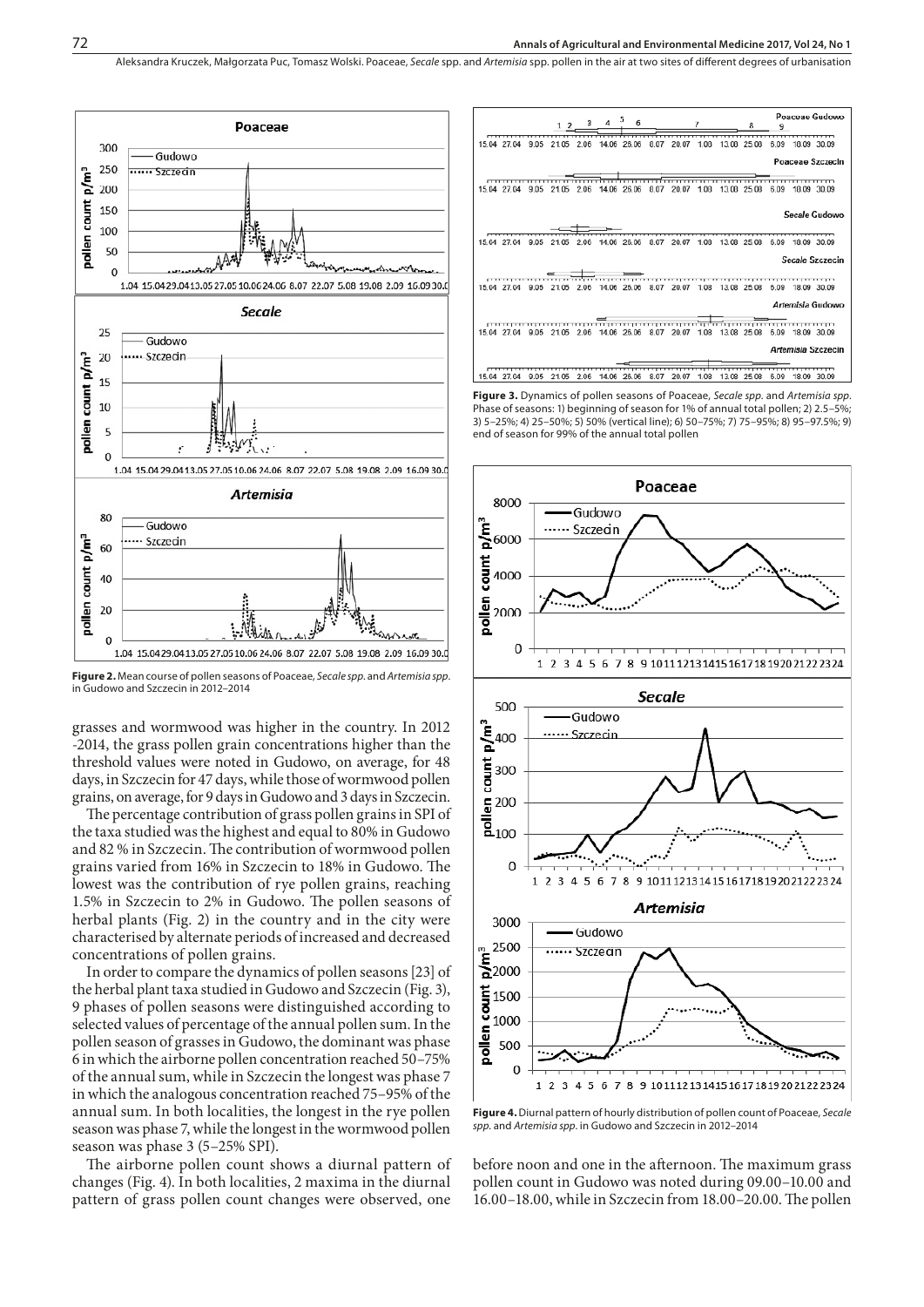**Figure 2.** Mean course of pollen seasons of Poaceae, *Secale spp*. and *Artemisia spp*. in Gudowo and Szczecin in 2012–2014

grasses and wormwood was higher in the country. In 2012 -2014, the grass pollen grain concentrations higher than the threshold values were noted in Gudowo, on average, for 48 days, in Szczecin for 47 days, while those of wormwood pollen grains, on average, for 9 days in Gudowo and 3 days in Szczecin.

The percentage contribution of grass pollen grains in SPI of the taxa studied was the highest and equal to 80% in Gudowo and 82 % in Szczecin. The contribution of wormwood pollen grains varied from 16% in Szczecin to 18% in Gudowo. The lowest was the contribution of rye pollen grains, reaching 1.5% in Szczecin to 2% in Gudowo. The pollen seasons of herbal plants (Fig. 2) in the country and in the city were characterised by alternate periods of increased and decreased concentrations of pollen grains.

In order to compare the dynamics of pollen seasons [23] of the herbal plant taxa studied in Gudowo and Szczecin (Fig. 3), 9 phases of pollen seasons were distinguished according to selected values of percentage of the annual pollen sum. In the pollen season of grasses in Gudowo, the dominant was phase 6 in which the airborne pollen concentration reached 50–75% of the annual sum, while in Szczecin the longest was phase 7 in which the analogous concentration reached 75–95% of the annual sum. In both localities, the longest in the rye pollen season was phase 7, while the longest in the wormwood pollen season was phase 3 (5–25% SPI).

The airborne pollen count shows a diurnal pattern of changes (Fig. 4). In both localities, 2 maxima in the diurnal pattern of grass pollen count changes were observed, one before noon and one in the afternoon. The maximum grass pollen count in Gudowo was noted during 09.00–10.00 and 16.00–18.00, while in Szczecin from 18.00–20.00. The pollen

**Figure 3.** Dynamics of pollen seasons of Poaceae, *Secale spp*. and *Artemisia spp*. Phase of seasons: 1) beginning of season for 1% of annual total pollen; 2) 2.5–5%; 3) 5–25%; 4) 25–50%; 5) 50% (vertical line); 6) 50–75%; 7) 75–95%; 8) 95–97.5%; 9) end of season for 99% of the annual total pollen

**Figure 4.** Diurnal pattern of hourly distribution of pollen count of Poaceae, *Secale spp*. and *Artemisia spp*. in Gudowo and Szczecin in 2012–2014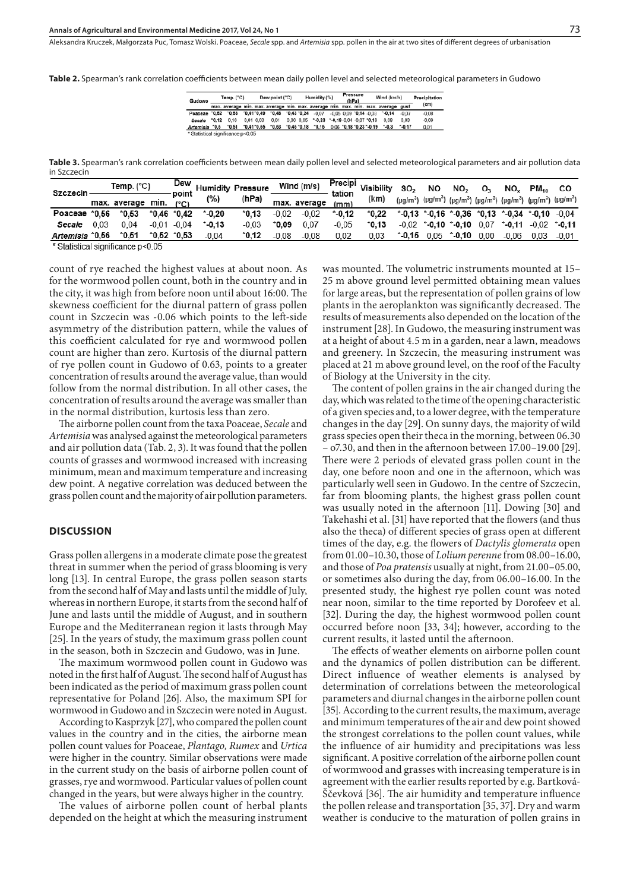**Table 2.** Spearman's rank correlation coefficients between mean daily pollen level and selected meteorological parameters in Gudowo

| Gudowo | Temp. (°C) | | | Dew point (°C) | | | Humidity (%) | | | Pressure (hPa) | | Wind (km/h) | | | Precipitation (cm) |
|---|---|---|---|---|---|---|---|---|---|---|---|---|---|---|---|
| | max. | average | min. | max. | average | min. | max. | average | min. | max. | min. | max. | average | gust | |
| Poaceae | *0,52 | *0,53 | *0,41 | *0,49 | *0,45 | *0,43 | *0,24 | -0,07 | -0,05 | 0,09 | *0,14 | -0,03 | *-0,14 | -0,07 | -0,08 |
| *Secale* | *0,12 | 0,10 | 0,01 | 0,03 | 0,01 | 0,00 | 0,05 | *-0,23 | *-0,19 | -0,04 | -0,07 | *0,13 | 0,08 | 0,03 | -0,09 |
| *Artemisia* | *0,5 | *0,51 | *0,41 | *0,55 | *0,53 | *0,46 | *0,18 | *0,15 | 0,06 | *0,18 | *0,23 | *-0,19 | *-0,3 | *-0,17 | 0,01 |

* Statistical significance $p<0.05$

**Table 3.** Spearman's rank correlation coefficients between mean daily pollen level and selected meteorological parameters and air pollution data in Szczecin

| Szczecin | Temp. (°C) | | | Dew point (°C) | Humidity (%) | Pressure (hPa) | Wind (m/s) | | Precipitation (mm) | Visibility (km) | $SO_2$ (μg/m³) | NO (μg/m³) | $NO_2$ (μg/m³) | $O_3$ (μg/m³) | $NO_x$ (μg/m³) | $PM_{10}$ (μg/m³) | CO (μg/m³) |
|---|---|---|---|---|---|---|---|---|---|---|---|---|---|---|---|---|---|
| | max. | average | min. | | | | max. | average | | | | | | | | | |
| **Poaceae** | **\*0,56** | **\*0,53** | **\*0,46** | **\*0,42** | **\*-0,20** | **\*0,13** | **-0,02** | **-0,02** | **\*-0,12** | **\*0,22** | **\*-0,13** | **\*-0,16** | **\*-0,36** | **\*0,13** | **\*-0,34** | **\*-0,10** | **-0,04** |
| ***Secale*** | **0,03** | **0,04** | **-0,01** | **-0,04** | **\*-0,13** | **-0,03** | **\*0,09** | **0,07** | **-0,05** | **\*0,13** | **-0,02** | **\*-0,10** | **\*-0,10** | **0,07** | **\*-0,11** | **-0,02** | **\*-0,11** |
| ***Artemisia*** | **\*0,56** | **\*0,51** | **\*0,52** | **\*0,53** | **-0,04** | **\*0,12** | **-0,08** | **-0,08** | **0,02** | **0,03** | **\*-0,15** | **0,05** | **\*-0,10** | **0,00** | **-0,06** | **0,03** | **-0,01** |

* Statistical significance $p<0.05$

count of rye reached the highest values at about noon. As for the wormwood pollen count, both in the country and in the city, it was high from before noon until about 16:00. The skewness coefficient for the diurnal pattern of grass pollen count in Szczecin was -0.06 which points to the left-side asymmetry of the distribution pattern, while the values of this coefficient calculated for rye and wormwood pollen count are higher than zero. Kurtosis of the diurnal pattern of rye pollen count in Gudowo of 0.63, points to a greater concentration of results around the average value, than would follow from the normal distribution. In all other cases, the concentration of results around the average was smaller than in the normal distribution, kurtosis less than zero.

The airborne pollen count from the taxa Poaceae, *Secale* and *Artemisia* was analysed against the meteorological parameters and air pollution data (Tab. 2, 3). It was found that the pollen counts of grasses and wormwood increased with increasing minimum, mean and maximum temperature and increasing dew point. A negative correlation was deduced between the grass pollen count and the majority of air pollution parameters.

## DISCUSSION

Grass pollen allergens in a moderate climate pose the greatest threat in summer when the period of grass blooming is very long [13]. In central Europe, the grass pollen season starts from the second half of May and lasts until the middle of July, whereas in northern Europe, it starts from the second half of June and lasts until the middle of August, and in southern Europe and the Mediterranean region it lasts through May [25]. In the years of study, the maximum grass pollen count in the season, both in Szczecin and Gudowo, was in June.

The maximum wormwood pollen count in Gudowo was noted in the first half of August. The second half of August has been indicated as the period of maximum grass pollen count representative for Poland [26]. Also, the maximum SPI for wormwood in Gudowo and in Szczecin were noted in August.

According to Kasprzyk [27], who compared the pollen count values in the country and in the cities, the airborne mean pollen count values for Poaceae, *Plantago, Rumex* and *Urtica* were higher in the country. Similar observations were made in the current study on the basis of airborne pollen count of grasses, rye and wormwood. Particular values of pollen count changed in the years, but were always higher in the country.

The values of airborne pollen count of herbal plants depended on the height at which the measuring instrument was mounted. The volumetric instruments mounted at 15–25 m above ground level permitted obtaining mean values for large areas, but the representation of pollen grains of low plants in the aeroplankton was significantly decreased. The results of measurements also depended on the location of the instrument [28]. In Gudowo, the measuring instrument was at a height of about 4.5 m in a garden, near a lawn, meadows and greenery. In Szczecin, the measuring instrument was placed at 21 m above ground level, on the roof of the Faculty of Biology at the University in the city.

The content of pollen grains in the air changed during the day, which was related to the time of the opening characteristic of a given species and, to a lower degree, with the temperature changes in the day [29]. On sunny days, the majority of wild grass species open their theca in the morning, between 06.30 – o7.30, and then in the afternoon between 17.00–19.00 [29]. There were 2 periods of elevated grass pollen count in the day, one before noon and one in the afternoon, which was particularly well seen in Gudowo. In the centre of Szczecin, far from blooming plants, the highest grass pollen count was usually noted in the afternoon [11]. Dowing [30] and Takehashi et al. [31] have reported that the flowers (and thus also the theca) of different species of grass open at different times of the day, e.g. the flowers of *Dactylis glomerata* open from 01.00–10.30, those of *Lolium perenne* from 08.00–16.00, and those of *Poa pratensis* usually at night, from 21.00–05.00, or sometimes also during the day, from 06.00–16.00. In the presented study, the highest rye pollen count was noted near noon, similar to the time reported by Dorofeev et al. [32]. During the day, the highest wormwood pollen count occurred before noon [33, 34]; however, according to the current results, it lasted until the afternoon.

The effects of weather elements on airborne pollen count and the dynamics of pollen distribution can be different. Direct influence of weather elements is analysed by determination of correlations between the meteorological parameters and diurnal changes in the airborne pollen count [35]. According to the current results, the maximum, average and minimum temperatures of the air and dew point showed the strongest correlations to the pollen count values, while the influence of air humidity and precipitations was less significant. A positive correlation of the airborne pollen count of wormwood and grasses with increasing temperature is in agreement with the earlier results reported by e.g. Bartková-Ščevková [36]. The air humidity and temperature influence the pollen release and transportation [35, 37]. Dry and warm weather is conducive to the maturation of pollen grains in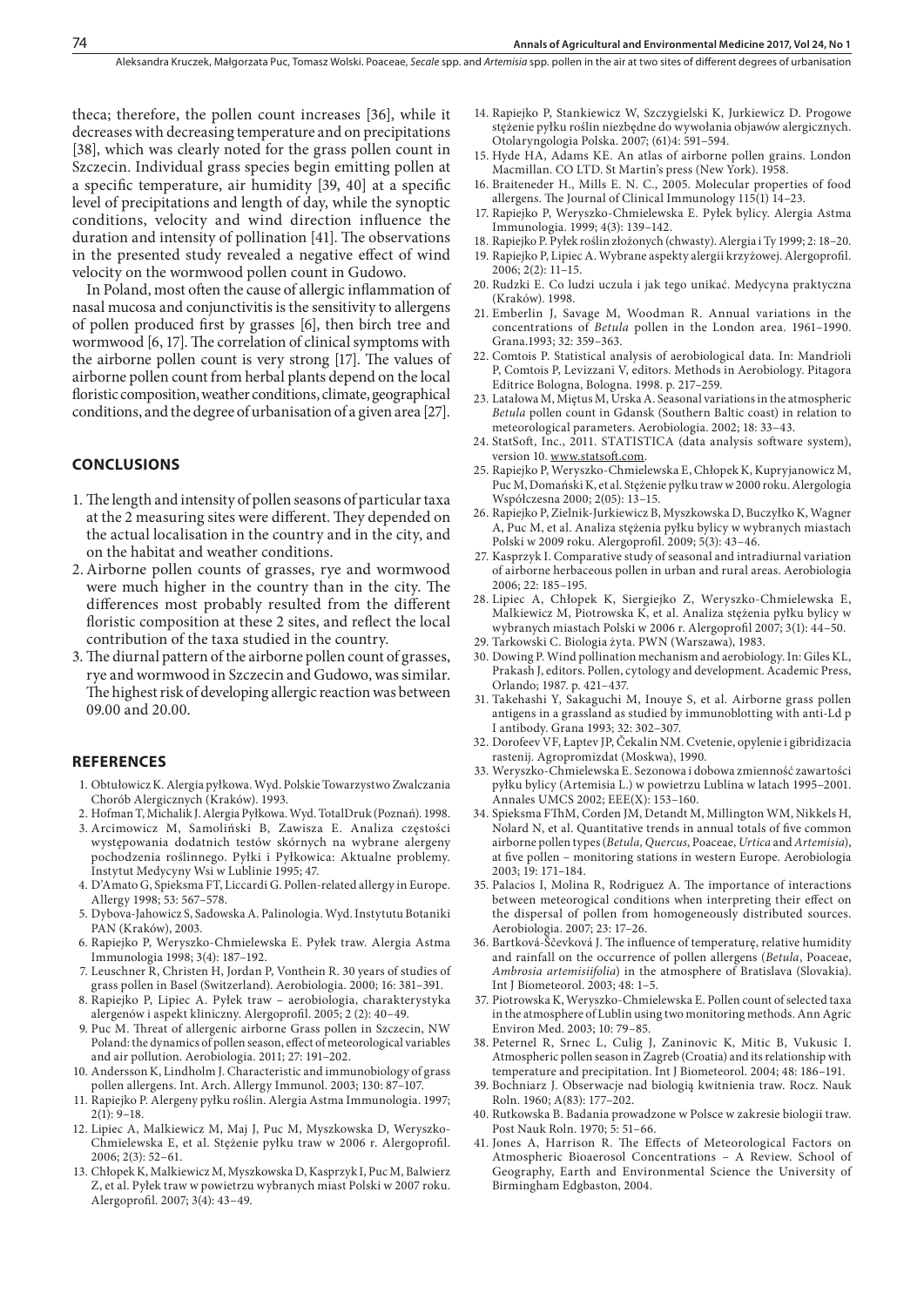theca; therefore, the pollen count increases [36], while it decreases with decreasing temperature and on precipitations [38], which was clearly noted for the grass pollen count in Szczecin. Individual grass species begin emitting pollen at a specific temperature, air humidity [39, 40] at a specific level of precipitations and length of day, while the synoptic conditions, velocity and wind direction influence the duration and intensity of pollination [41]. The observations in the presented study revealed a negative effect of wind velocity on the wormwood pollen count in Gudowo.

In Poland, most often the cause of allergic inflammation of nasal mucosa and conjunctivitis is the sensitivity to allergens of pollen produced first by grasses [6], then birch tree and wormwood [6, 17]. The correlation of clinical symptoms with the airborne pollen count is very strong [17]. The values of airborne pollen count from herbal plants depend on the local floristic composition, weather conditions, climate, geographical conditions, and the degree of urbanisation of a given area [27].

## CONCLUSIONS

1. The length and intensity of pollen seasons of particular taxa at the 2 measuring sites were different. They depended on the actual localisation in the country and in the city, and on the habitat and weather conditions.
2. Airborne pollen counts of grasses, rye and wormwood were much higher in the country than in the city. The differences most probably resulted from the different floristic composition at these 2 sites, and reflect the local contribution of the taxa studied in the country.
3. The diurnal pattern of the airborne pollen count of grasses, rye and wormwood in Szczecin and Gudowo, was similar. The highest risk of developing allergic reaction was between 09.00 and 20.00.

## REFERENCES

1. Obtułowicz K. Alergia pyłkowa. Wyd. Polskie Towarzystwo Zwalczania Chorób Alergicznych (Kraków). 1993.
2. Hofman T, Michalik J. Alergia Pyłkowa. Wyd. TotalDruk (Poznań). 1998.
3. Arcimowicz M, Samoliński B, Zawisza E. Analiza częstości występowania dodatnich testów skórnych na wybrane alergeny pochodzenia roślinnego. Pyłki i Pyłkowica: Aktualne problemy. Instytut Medycyny Wsi w Lublinie 1995; 47.
4. D'Amato G, Spieksma FT, Liccardi G. Pollen-related allergy in Europe. Allergy 1998; 53: 567–578.
5. Dybova-Jahowicz S, Sadowska A. Palinologia. Wyd. Instytutu Botaniki PAN (Kraków), 2003.
6. Rapiejko P, Weryszko-Chmielewska E. Pyłek traw. Alergia Astma Immunologia 1998; 3(4): 187–192.
7. Leuschner R, Christen H, Jordan P, Vonthein R. 30 years of studies of grass pollen in Basel (Switzerland). Aerobiologia. 2000; 16: 381–391.
8. Rapiejko P, Lipiec A. Pyłek traw – aerobiologia, charakterystyka alergenów i aspekt kliniczny. Alergoprofil. 2005; 2 (2): 40–49.
9. Puc M. Threat of allergenic airborne Grass pollen in Szczecin, NW Poland: the dynamics of pollen season, effect of meteorological variables and air pollution. Aerobiologia. 2011; 27: 191–202.
10. Andersson K, Lindholm J. Characteristic and immunobiology of grass pollen allergens. Int. Arch. Allergy Immunol. 2003; 130: 87–107.
11. Rapiejko P. Alergeny pyłku roślin. Alergia Astma Immunologia. 1997; 2(1): 9–18.
12. Lipiec A, Malkiewicz M, Maj J, Puc M, Myszkowska D, Weryszko-Chmielewska E, et al. Stężenie pyłku traw w 2006 r. Alergoprofil. 2006; 2(3): 52–61.
13. Chłopek K, Malkiewicz M, Myszkowska D, Kasprzyk I, Puc M, Balwierz Z, et al. Pyłek traw w powietrzu wybranych miast Polski w 2007 roku. Alergoprofil. 2007; 3(4): 43–49.
14. Rapiejko P, Stankiewicz W, Szczygielski K, Jurkiewicz D. Progowe stężenie pyłku roślin niezbędne do wywołania objawów alergicznych. Otolaryngologia Polska. 2007; (61)4: 591–594.
15. Hyde HA, Adams KE. An atlas of airborne pollen grains. London Macmillan. CO LTD. St Martin's press (New York). 1958.
16. Braiteneder H., Mills E. N. C., 2005. Molecular properties of food allergens. The Journal of Clinical Immunology 115(1) 14–23.
17. Rapiejko P, Weryszko-Chmielewska E. Pyłek bylicy. Alergia Astma Immunologia. 1999; 4(3): 139–142.
18. Rapiejko P. Pyłek roślin złożonych (chwasty). Alergia i Ty 1999; 2: 18–20.
19. Rapiejko P, Lipiec A. Wybrane aspekty alergii krzyżowej. Alergoprofil. 2006; 2(2): 11–15.
20. Rudzki E. Co ludzi uczula i jak tego unikać. Medycyna praktyczna (Kraków). 1998.
21. Emberlin J, Savage M, Woodman R. Annual variations in the concentrations of *Betula* pollen in the London area. 1961–1990. Grana.1993; 32: 359–363.
22. Comtois P. Statistical analysis of aerobiological data. In: Mandrioli P, Comtois P, Levizzani V, editors. Methods in Aerobiology. Pitagora Editrice Bologna, Bologna. 1998. p. 217–259.
23. Latałowa M, Miętus M, Urska A. Seasonal variations in the atmospheric *Betula* pollen count in Gdansk (Southern Baltic coast) in relation to meteorological parameters. Aerobiologia. 2002; 18: 33–43.
24. StatSoft, Inc., 2011. STATISTICA (data analysis software system), version 10. www.statsoft.com.
25. Rapiejko P, Weryszko-Chmielewska E, Chłopek K, Kupryjanowicz M, Puc M, Domański K, et al. Stężenie pyłku traw w 2000 roku. Alergologia Współczesna 2000; 2(05): 13–15.
26. Rapiejko P, Zielnik-Jurkiewicz B, Myszkowska D, Buczyłko K, Wagner A, Puc M, et al. Analiza stężenia pyłku bylicy w wybranych miastach Polski w 2009 roku. Alergoprofil. 2009; 5(3): 43–46.
27. Kasprzyk I. Comparative study of seasonal and intradiurnal variation of airborne herbaceous pollen in urban and rural areas. Aerobiologia 2006; 22: 185–195.
28. Lipiec A, Chłopek K, Siergiejko Z, Weryszko-Chmielewska E, Malkiewicz M, Piotrowska K, et al. Analiza stężenia pyłku bylicy w wybranych miastach Polski w 2006 r. Alergoprofil 2007; 3(1): 44–50.
29. Tarkowski C. Biologia żyta. PWN (Warszawa), 1983.
30. Dowing P. Wind pollination mechanism and aerobiology. In: Giles KL, Prakash J, editors. Pollen, cytology and development. Academic Press, Orlando; 1987. p. 421–437.
31. Takehashi Y, Sakaguchi M, Inouye S, et al. Airborne grass pollen antigens in a grassland as studied by immunoblotting with anti-Ld p I antibody. Grana 1993; 32: 302–307.
32. Dorofeev VF, Łaptev JP, Čekalin NM. Cvetenie, opylenie i gibridizacia rastenij. Agropromizdat (Moskwa), 1990.
33. Weryszko-Chmielewska E. Sezonowa i dobowa zmienność zawartości pyłku bylicy (Artemisia L.) w powietrzu Lublina w latach 1995–2001. Annales UMCS 2002; EEE(X): 153–160.
34. Spieksma FThM, Corden JM, Detandt M, Millington WM, Nikkels H, Nolard N, et al. Quantitative trends in annual totals of five common airborne pollen types (*Betula*, *Quercus*, Poaceae, *Urtica* and *Artemisia*), at five pollen – monitoring stations in western Europe. Aerobiologia 2003; 19: 171–184.
35. Palacios I, Molina R, Rodriguez A. The importance of interactions between meteorological conditions when interpreting their effect on the dispersal of pollen from homogeneously distributed sources. Aerobiologia. 2007; 23: 17–26.
36. Bartková-Ščevková J. The influence of temperature, relative humidity and rainfall on the occurrence of pollen allergens (*Betula*, Poaceae, *Ambrosia artemisiifolia*) in the atmosphere of Bratislava (Slovakia). Int J Biometeorol. 2003; 48: 1–5.
37. Piotrowska K, Weryszko-Chmielewska E. Pollen count of selected taxa in the atmosphere of Lublin using two monitoring methods. Ann Agric Environ Med. 2003; 10: 79–85.
38. Peternel R, Srnec L, Culig J, Zaninovic K, Mitic B, Vukusic I. Atmospheric pollen season in Zagreb (Croatia) and its relationship with temperature and precipitation. Int J Biometeorol. 2004; 48: 186–191.
39. Bochniarz J. Obserwacje nad biologią kwitnienia traw. Rocz. Nauk Roln. 1960; A(83): 177–202.
40. Rutkowska B. Badania prowadzone w Polsce w zakresie biologii traw. Post Nauk Roln. 1970; 5: 51–66.
41. Jones A, Harrison R. The Effects of Meteorological Factors on Atmospheric Bioaerosol Concentrations – A Review. School of Geography, Earth and Environmental Science the University of Birmingham Edgbaston, 2004.